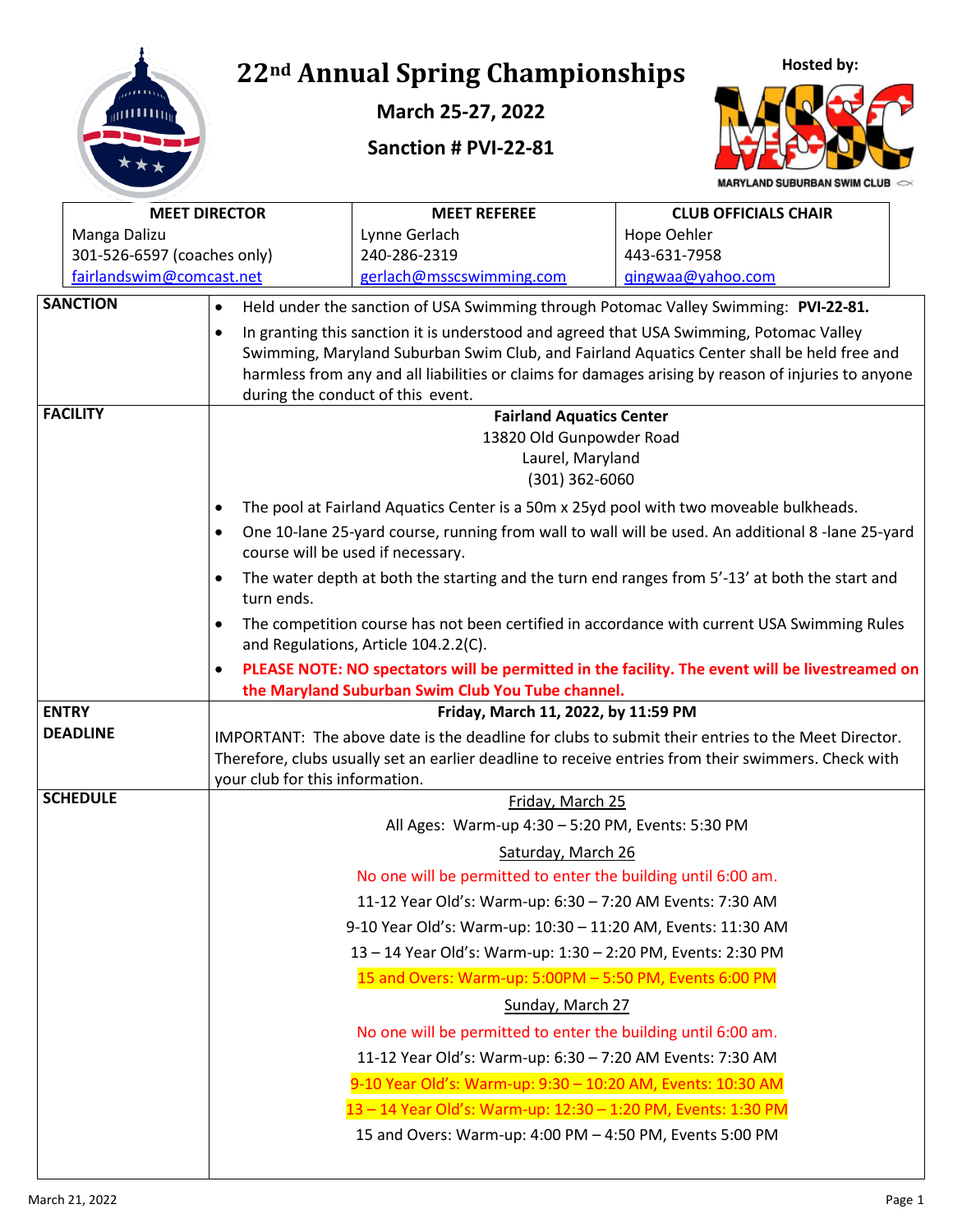# 22nd Annual Spring Championships

**March 25-27, 2022**

**Sanction # PVI-22-81**

**Hosted by:**

MARYLAND SUBURBAN SWIM CLUB

| MEET DIRECTOR | MEET REFEREE | CLUB OFFICIALS CHAIR |
|---|---|---|
| Manga Dalizu | Lynne Gerlach | Hope Oehler |
| 301-526-6597 (coaches only) | 240-286-2319 | 443-631-7958 |
| fairlandswim@comcast.net | gerlach@msscswimming.com | gingwaa@yahoo.com |

**SANCTION**

- Held under the sanction of USA Swimming through Potomac Valley Swimming: **PVI-22-81.**
- In granting this sanction it is understood and agreed that USA Swimming, Potomac Valley Swimming, Maryland Suburban Swim Club, and Fairland Aquatics Center shall be held free and harmless from any and all liabilities or claims for damages arising by reason of injuries to anyone during the conduct of this event.

**FACILITY**

**Fairland Aquatics Center**
13820 Old Gunpowder Road
Laurel, Maryland
(301) 362-6060

- The pool at Fairland Aquatics Center is a 50m x 25yd pool with two moveable bulkheads.
- One 10-lane 25-yard course, running from wall to wall will be used. An additional 8 -lane 25-yard course will be used if necessary.
- The water depth at both the starting and the turn end ranges from 5'-13' at both the start and turn ends.
- The competition course has not been certified in accordance with current USA Swimming Rules and Regulations, Article 104.2.2(C).
- **PLEASE NOTE: NO spectators will be permitted in the facility. The event will be livestreamed on the Maryland Suburban Swim Club You Tube channel.**

**ENTRY DEADLINE**

**Friday, March 11, 2022, by 11:59 PM**

IMPORTANT: The above date is the deadline for clubs to submit their entries to the Meet Director. Therefore, clubs usually set an earlier deadline to receive entries from their swimmers. Check with your club for this information.

**SCHEDULE**

Friday, March 25

All Ages: Warm-up 4:30 – 5:20 PM, Events: 5:30 PM

Saturday, March 26

No one will be permitted to enter the building until 6:00 am.

11-12 Year Old's: Warm-up: 6:30 – 7:20 AM Events: 7:30 AM

9-10 Year Old's: Warm-up: 10:30 – 11:20 AM, Events: 11:30 AM

13 – 14 Year Old's: Warm-up: 1:30 – 2:20 PM, Events: 2:30 PM

15 and Overs: Warm-up: 5:00PM – 5:50 PM, Events 6:00 PM

Sunday, March 27

No one will be permitted to enter the building until 6:00 am.

11-12 Year Old's: Warm-up: 6:30 – 7:20 AM Events: 7:30 AM

9-10 Year Old's: Warm-up: 9:30 – 10:20 AM, Events: 10:30 AM

13 – 14 Year Old's: Warm-up: 12:30 – 1:20 PM, Events: 1:30 PM

15 and Overs: Warm-up: 4:00 PM – 4:50 PM, Events 5:00 PM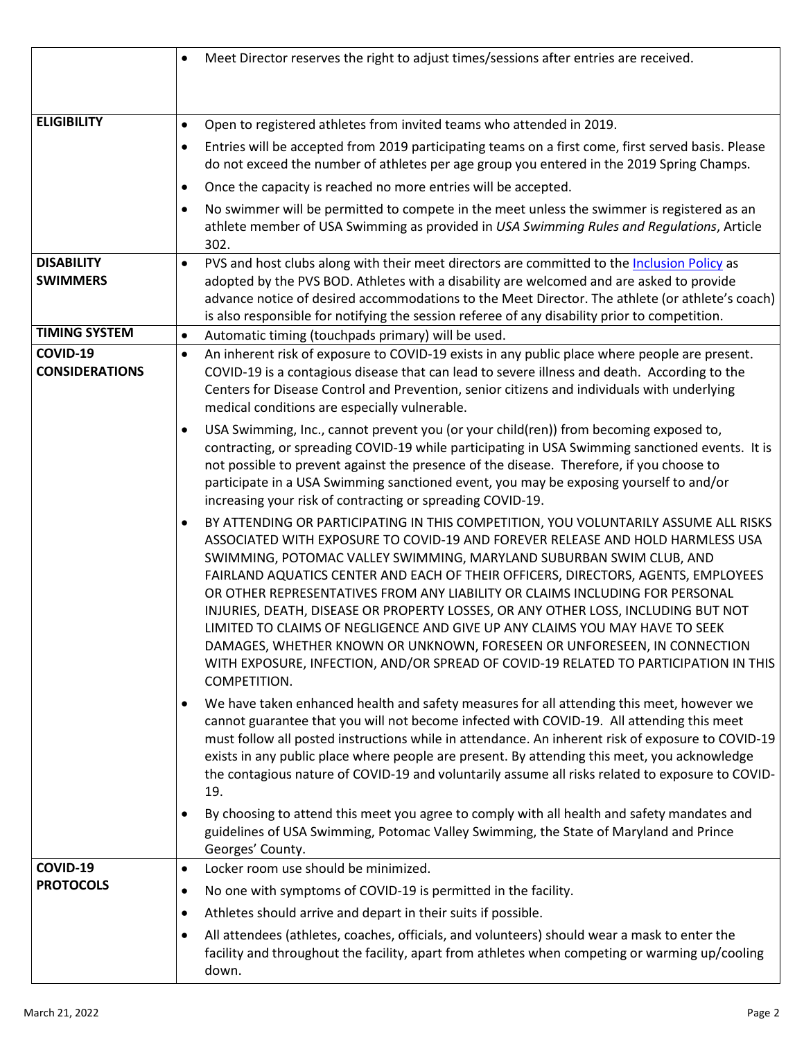| | |
|---|---|
| | • Meet Director reserves the right to adjust times/sessions after entries are received. |
| **ELIGIBILITY** | • Open to registered athletes from invited teams who attended in 2019.<br>• Entries will be accepted from 2019 participating teams on a first come, first served basis. Please do not exceed the number of athletes per age group you entered in the 2019 Spring Champs.<br>• Once the capacity is reached no more entries will be accepted.<br>• No swimmer will be permitted to compete in the meet unless the swimmer is registered as an athlete member of USA Swimming as provided in *USA Swimming Rules and Regulations*, Article 302. |
| **DISABILITY SWIMMERS** | • PVS and host clubs along with their meet directors are committed to the Inclusion Policy as adopted by the PVS BOD. Athletes with a disability are welcomed and are asked to provide advance notice of desired accommodations to the Meet Director. The athlete (or athlete's coach) is also responsible for notifying the session referee of any disability prior to competition. |
| **TIMING SYSTEM** | • Automatic timing (touchpads primary) will be used. |
| **COVID-19 CONSIDERATIONS** | • An inherent risk of exposure to COVID-19 exists in any public place where people are present. COVID-19 is a contagious disease that can lead to severe illness and death. According to the Centers for Disease Control and Prevention, senior citizens and individuals with underlying medical conditions are especially vulnerable.<br>• USA Swimming, Inc., cannot prevent you (or your child(ren)) from becoming exposed to, contracting, or spreading COVID-19 while participating in USA Swimming sanctioned events. It is not possible to prevent against the presence of the disease. Therefore, if you choose to participate in a USA Swimming sanctioned event, you may be exposing yourself to and/or increasing your risk of contracting or spreading COVID-19.<br>• BY ATTENDING OR PARTICIPATING IN THIS COMPETITION, YOU VOLUNTARILY ASSUME ALL RISKS ASSOCIATED WITH EXPOSURE TO COVID-19 AND FOREVER RELEASE AND HOLD HARMLESS USA SWIMMING, POTOMAC VALLEY SWIMMING, MARYLAND SUBURBAN SWIM CLUB, AND FAIRLAND AQUATICS CENTER AND EACH OF THEIR OFFICERS, DIRECTORS, AGENTS, EMPLOYEES OR OTHER REPRESENTATIVES FROM ANY LIABILITY OR CLAIMS INCLUDING FOR PERSONAL INJURIES, DEATH, DISEASE OR PROPERTY LOSSES, OR ANY OTHER LOSS, INCLUDING BUT NOT LIMITED TO CLAIMS OF NEGLIGENCE AND GIVE UP ANY CLAIMS YOU MAY HAVE TO SEEK DAMAGES, WHETHER KNOWN OR UNKNOWN, FORESEEN OR UNFORESEEN, IN CONNECTION WITH EXPOSURE, INFECTION, AND/OR SPREAD OF COVID-19 RELATED TO PARTICIPATION IN THIS COMPETITION.<br>• We have taken enhanced health and safety measures for all attending this meet, however we cannot guarantee that you will not become infected with COVID-19. All attending this meet must follow all posted instructions while in attendance. An inherent risk of exposure to COVID-19 exists in any public place where people are present. By attending this meet, you acknowledge the contagious nature of COVID-19 and voluntarily assume all risks related to exposure to COVID-19.<br>• By choosing to attend this meet you agree to comply with all health and safety mandates and guidelines of USA Swimming, Potomac Valley Swimming, the State of Maryland and Prince Georges' County. |
| **COVID-19 PROTOCOLS** | • Locker room use should be minimized.<br>• No one with symptoms of COVID-19 is permitted in the facility.<br>• Athletes should arrive and depart in their suits if possible.<br>• All attendees (athletes, coaches, officials, and volunteers) should wear a mask to enter the facility and throughout the facility, apart from athletes when competing or warming up/cooling down. |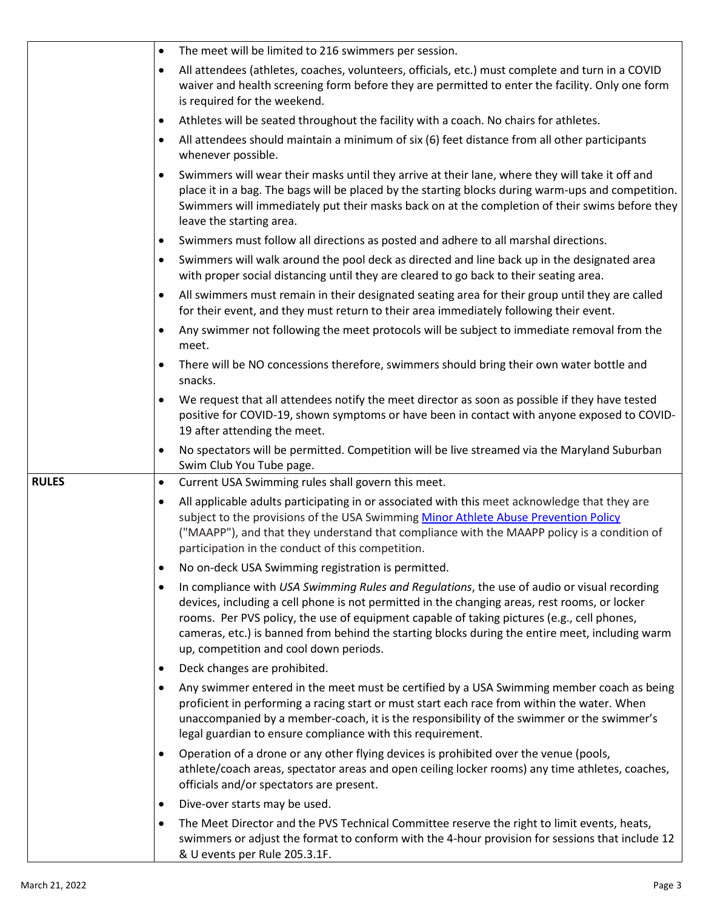| | |
|---|---|
| | • The meet will be limited to 216 swimmers per session.<br>• All attendees (athletes, coaches, volunteers, officials, etc.) must complete and turn in a COVID waiver and health screening form before they are permitted to enter the facility. Only one form is required for the weekend.<br>• Athletes will be seated throughout the facility with a coach. No chairs for athletes.<br>• All attendees should maintain a minimum of six (6) feet distance from all other participants whenever possible.<br>• Swimmers will wear their masks until they arrive at their lane, where they will take it off and place it in a bag. The bags will be placed by the starting blocks during warm-ups and competition. Swimmers will immediately put their masks back on at the completion of their swims before they leave the starting area.<br>• Swimmers must follow all directions as posted and adhere to all marshal directions.<br>• Swimmers will walk around the pool deck as directed and line back up in the designated area with proper social distancing until they are cleared to go back to their seating area.<br>• All swimmers must remain in their designated seating area for their group until they are called for their event, and they must return to their area immediately following their event.<br>• Any swimmer not following the meet protocols will be subject to immediate removal from the meet.<br>• There will be NO concessions therefore, swimmers should bring their own water bottle and snacks.<br>• We request that all attendees notify the meet director as soon as possible if they have tested positive for COVID-19, shown symptoms or have been in contact with anyone exposed to COVID-19 after attending the meet.<br>• No spectators will be permitted. Competition will be live streamed via the Maryland Suburban Swim Club You Tube page. |
| **RULES** | • Current USA Swimming rules shall govern this meet.<br>• All applicable adults participating in or associated with this meet acknowledge that they are subject to the provisions of the USA Swimming Minor Athlete Abuse Prevention Policy ("MAAPP"), and that they understand that compliance with the MAAPP policy is a condition of participation in the conduct of this competition.<br>• No on-deck USA Swimming registration is permitted.<br>• In compliance with *USA Swimming Rules and Regulations*, the use of audio or visual recording devices, including a cell phone is not permitted in the changing areas, rest rooms, or locker rooms. Per PVS policy, the use of equipment capable of taking pictures (e.g., cell phones, cameras, etc.) is banned from behind the starting blocks during the entire meet, including warm up, competition and cool down periods.<br>• Deck changes are prohibited.<br>• Any swimmer entered in the meet must be certified by a USA Swimming member coach as being proficient in performing a racing start or must start each race from within the water. When unaccompanied by a member-coach, it is the responsibility of the swimmer or the swimmer's legal guardian to ensure compliance with this requirement.<br>• Operation of a drone or any other flying devices is prohibited over the venue (pools, athlete/coach areas, spectator areas and open ceiling locker rooms) any time athletes, coaches, officials and/or spectators are present.<br>• Dive-over starts may be used.<br>• The Meet Director and the PVS Technical Committee reserve the right to limit events, heats, swimmers or adjust the format to conform with the 4-hour provision for sessions that include 12 & U events per Rule 205.3.1F. |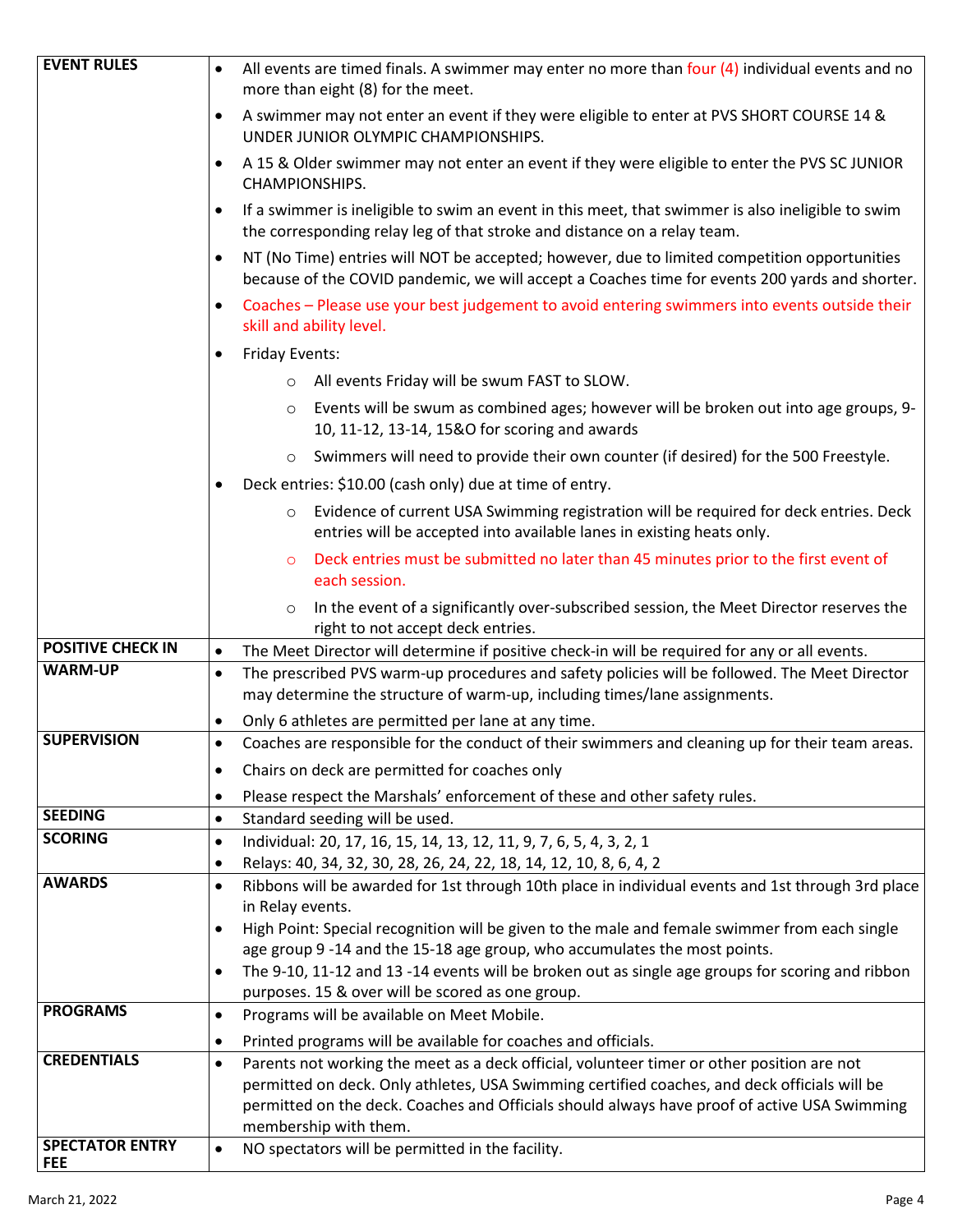| | |
|---|---|
| **EVENT RULES** | • All events are timed finals. A swimmer may enter no more than four (4) individual events and no more than eight (8) for the meet.<br>• A swimmer may not enter an event if they were eligible to enter at PVS SHORT COURSE 14 & UNDER JUNIOR OLYMPIC CHAMPIONSHIPS.<br>• A 15 & Older swimmer may not enter an event if they were eligible to enter the PVS SC JUNIOR CHAMPIONSHIPS.<br>• If a swimmer is ineligible to swim an event in this meet, that swimmer is also ineligible to swim the corresponding relay leg of that stroke and distance on a relay team.<br>• NT (No Time) entries will NOT be accepted; however, due to limited competition opportunities because of the COVID pandemic, we will accept a Coaches time for events 200 yards and shorter.<br>• Coaches – Please use your best judgement to avoid entering swimmers into events outside their skill and ability level.<br>• Friday Events:<br>  ○ All events Friday will be swum FAST to SLOW.<br>  ○ Events will be swum as combined ages; however will be broken out into age groups, 9-10, 11-12, 13-14, 15&O for scoring and awards<br>  ○ Swimmers will need to provide their own counter (if desired) for the 500 Freestyle.<br>• Deck entries: $10.00 (cash only) due at time of entry.<br>  ○ Evidence of current USA Swimming registration will be required for deck entries. Deck entries will be accepted into available lanes in existing heats only.<br>  ○ Deck entries must be submitted no later than 45 minutes prior to the first event of each session.<br>  ○ In the event of a significantly over-subscribed session, the Meet Director reserves the right to not accept deck entries. |
| **POSITIVE CHECK IN** | • The Meet Director will determine if positive check-in will be required for any or all events. |
| **WARM-UP** | • The prescribed PVS warm-up procedures and safety policies will be followed. The Meet Director may determine the structure of warm-up, including times/lane assignments.<br>• Only 6 athletes are permitted per lane at any time. |
| **SUPERVISION** | • Coaches are responsible for the conduct of their swimmers and cleaning up for their team areas.<br>• Chairs on deck are permitted for coaches only<br>• Please respect the Marshals' enforcement of these and other safety rules. |
| **SEEDING** | • Standard seeding will be used. |
| **SCORING** | • Individual: 20, 17, 16, 15, 14, 13, 12, 11, 9, 7, 6, 5, 4, 3, 2, 1<br>• Relays: 40, 34, 32, 30, 28, 26, 24, 22, 18, 14, 12, 10, 8, 6, 4, 2 |
| **AWARDS** | • Ribbons will be awarded for 1st through 10th place in individual events and 1st through 3rd place in Relay events.<br>• High Point: Special recognition will be given to the male and female swimmer from each single age group 9 -14 and the 15-18 age group, who accumulates the most points.<br>• The 9-10, 11-12 and 13 -14 events will be broken out as single age groups for scoring and ribbon purposes. 15 & over will be scored as one group. |
| **PROGRAMS** | • Programs will be available on Meet Mobile.<br>• Printed programs will be available for coaches and officials. |
| **CREDENTIALS** | • Parents not working the meet as a deck official, volunteer timer or other position are not permitted on deck. Only athletes, USA Swimming certified coaches, and deck officials will be permitted on the deck. Coaches and Officials should always have proof of active USA Swimming membership with them. |
| **SPECTATOR ENTRY FEE** | • NO spectators will be permitted in the facility. |

March 21, 2022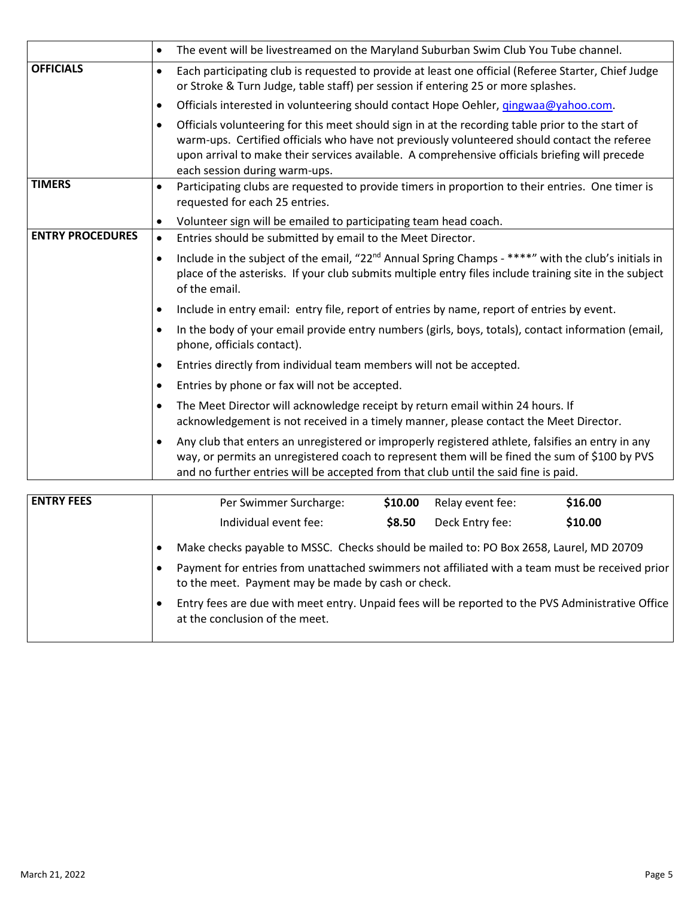| | |
|---|---|
| | • The event will be livestreamed on the Maryland Suburban Swim Club You Tube channel. |
| **OFFICIALS** | • Each participating club is requested to provide at least one official (Referee Starter, Chief Judge or Stroke & Turn Judge, table staff) per session if entering 25 or more splashes.<br>• Officials interested in volunteering should contact Hope Oehler, qingwaa@yahoo.com.<br>• Officials volunteering for this meet should sign in at the recording table prior to the start of warm-ups. Certified officials who have not previously volunteered should contact the referee upon arrival to make their services available. A comprehensive officials briefing will precede each session during warm-ups. |
| **TIMERS** | • Participating clubs are requested to provide timers in proportion to their entries. One timer is requested for each 25 entries.<br>• Volunteer sign will be emailed to participating team head coach. |
| **ENTRY PROCEDURES** | • Entries should be submitted by email to the Meet Director.<br>• Include in the subject of the email, "22nd Annual Spring Champs - ****" with the club's initials in place of the asterisks. If your club submits multiple entry files include training site in the subject of the email.<br>• Include in entry email: entry file, report of entries by name, report of entries by event.<br>• In the body of your email provide entry numbers (girls, boys, totals), contact information (email, phone, officials contact).<br>• Entries directly from individual team members will not be accepted.<br>• Entries by phone or fax will not be accepted.<br>• The Meet Director will acknowledge receipt by return email within 24 hours. If acknowledgement is not received in a timely manner, please contact the Meet Director.<br>• Any club that enters an unregistered or improperly registered athlete, falsifies an entry in any way, or permits an unregistered coach to represent them will be fined the sum of $100 by PVS and no further entries will be accepted from that club until the said fine is paid. |

| | | | | |
|---|---|---|---|---|
| **ENTRY FEES** | Per Swimmer Surcharge: | **$10.00** | Relay event fee: | **$16.00** |
| | Individual event fee: | **$8.50** | Deck Entry fee: | **$10.00** |

- Make checks payable to MSSC. Checks should be mailed to: PO Box 2658, Laurel, MD 20709
- Payment for entries from unattached swimmers not affiliated with a team must be received prior to the meet. Payment may be made by cash or check.
- Entry fees are due with meet entry. Unpaid fees will be reported to the PVS Administrative Office at the conclusion of the meet.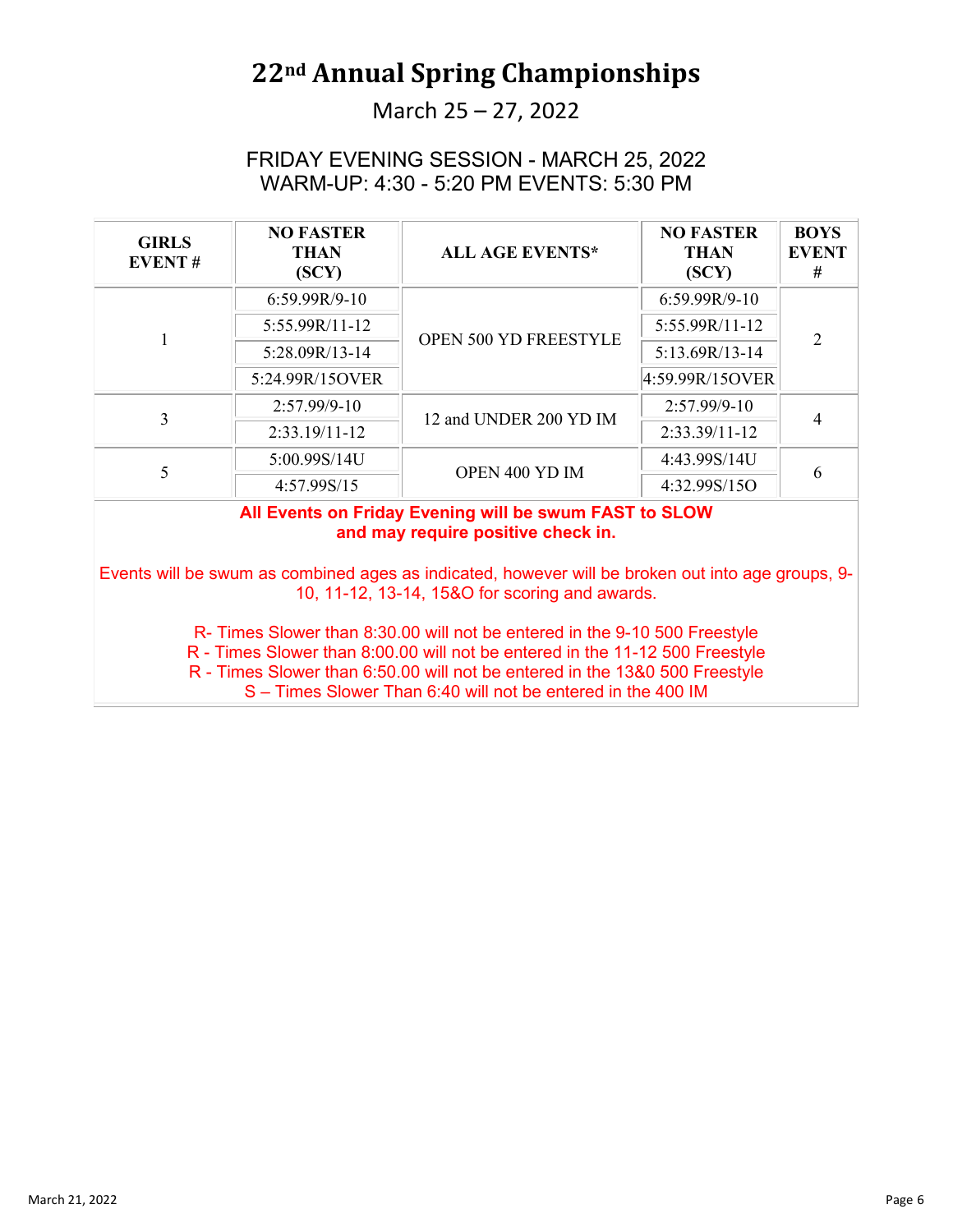# 22nd Annual Spring Championships

March 25 – 27, 2022

FRIDAY EVENING SESSION - MARCH 25, 2022
WARM-UP: 4:30 - 5:20 PM EVENTS: 5:30 PM

| GIRLS EVENT # | NO FASTER THAN (SCY) | ALL AGE EVENTS* | NO FASTER THAN (SCY) | BOYS EVENT # |
|---|---|---|---|---|
| 1 | 6:59.99R/9-10 | OPEN 500 YD FREESTYLE | 6:59.99R/9-10 | 2 |
| | 5:55.99R/11-12 | | 5:55.99R/11-12 | |
| | 5:28.09R/13-14 | | 5:13.69R/13-14 | |
| | 5:24.99R/15OVER | | 4:59.99R/15OVER | |
| 3 | 2:57.99/9-10 | 12 and UNDER 200 YD IM | 2:57.99/9-10 | 4 |
| | 2:33.19/11-12 | | 2:33.39/11-12 | |
| 5 | 5:00.99S/14U | OPEN 400 YD IM | 4:43.99S/14U | 6 |
| | 4:57.99S/15 | | 4:32.99S/15O | |

**All Events on Friday Evening will be swum FAST to SLOW and may require positive check in.**

Events will be swum as combined ages as indicated, however will be broken out into age groups, 9-10, 11-12, 13-14, 15&O for scoring and awards.

R- Times Slower than 8:30.00 will not be entered in the 9-10 500 Freestyle
R - Times Slower than 8:00.00 will not be entered in the 11-12 500 Freestyle
R - Times Slower than 6:50.00 will not be entered in the 13&0 500 Freestyle
S – Times Slower Than 6:40 will not be entered in the 400 IM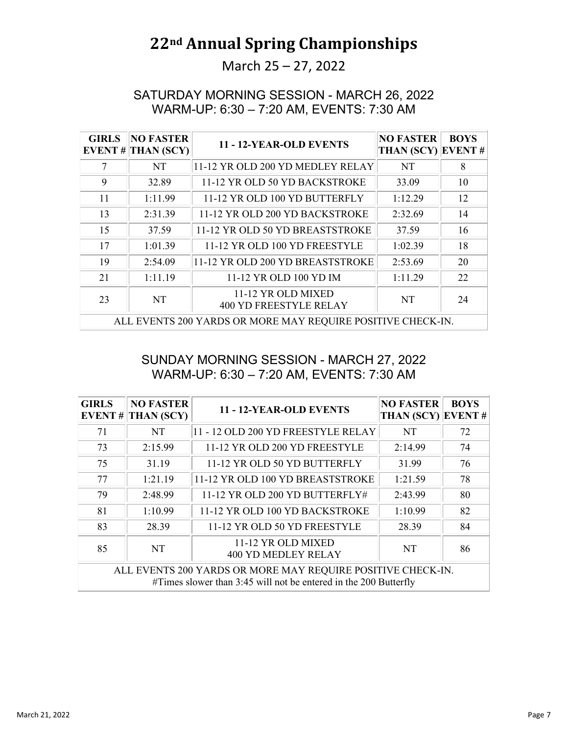# 22[nd] Annual Spring Championships

March 25 – 27, 2022

## SATURDAY MORNING SESSION - MARCH 26, 2022
## WARM-UP: 6:30 – 7:20 AM, EVENTS: 7:30 AM

| GIRLS EVENT # | NO FASTER THAN (SCY) | 11 - 12-YEAR-OLD EVENTS | NO FASTER THAN (SCY) | BOYS EVENT # |
|---|---|---|---|---|
| 7 | NT | 11-12 YR OLD 200 YD MEDLEY RELAY | NT | 8 |
| 9 | 32.89 | 11-12 YR OLD 50 YD BACKSTROKE | 33.09 | 10 |
| 11 | 1:11.99 | 11-12 YR OLD 100 YD BUTTERFLY | 1:12.29 | 12 |
| 13 | 2:31.39 | 11-12 YR OLD 200 YD BACKSTROKE | 2:32.69 | 14 |
| 15 | 37.59 | 11-12 YR OLD 50 YD BREASTSTROKE | 37.59 | 16 |
| 17 | 1:01.39 | 11-12 YR OLD 100 YD FREESTYLE | 1:02.39 | 18 |
| 19 | 2:54.09 | 11-12 YR OLD 200 YD BREASTSTROKE | 2:53.69 | 20 |
| 21 | 1:11.19 | 11-12 YR OLD 100 YD IM | 1:11.29 | 22 |
| 23 | NT | 11-12 YR OLD MIXED 400 YD FREESTYLE RELAY | NT | 24 |
| ALL EVENTS 200 YARDS OR MORE MAY REQUIRE POSITIVE CHECK-IN. | | | | |

## SUNDAY MORNING SESSION - MARCH 27, 2022
## WARM-UP: 6:30 – 7:20 AM, EVENTS: 7:30 AM

| GIRLS EVENT # | NO FASTER THAN (SCY) | 11 - 12-YEAR-OLD EVENTS | NO FASTER THAN (SCY) | BOYS EVENT # |
|---|---|---|---|---|
| 71 | NT | 11 - 12 OLD 200 YD FREESTYLE RELAY | NT | 72 |
| 73 | 2:15.99 | 11-12 YR OLD 200 YD FREESTYLE | 2:14.99 | 74 |
| 75 | 31.19 | 11-12 YR OLD 50 YD BUTTERFLY | 31.99 | 76 |
| 77 | 1:21.19 | 11-12 YR OLD 100 YD BREASTSTROKE | 1:21.59 | 78 |
| 79 | 2:48.99 | 11-12 YR OLD 200 YD BUTTERFLY# | 2:43.99 | 80 |
| 81 | 1:10.99 | 11-12 YR OLD 100 YD BACKSTROKE | 1:10.99 | 82 |
| 83 | 28.39 | 11-12 YR OLD 50 YD FREESTYLE | 28.39 | 84 |
| 85 | NT | 11-12 YR OLD MIXED 400 YD MEDLEY RELAY | NT | 86 |
| ALL EVENTS 200 YARDS OR MORE MAY REQUIRE POSITIVE CHECK-IN. #Times slower than 3:45 will not be entered in the 200 Butterfly | | | | |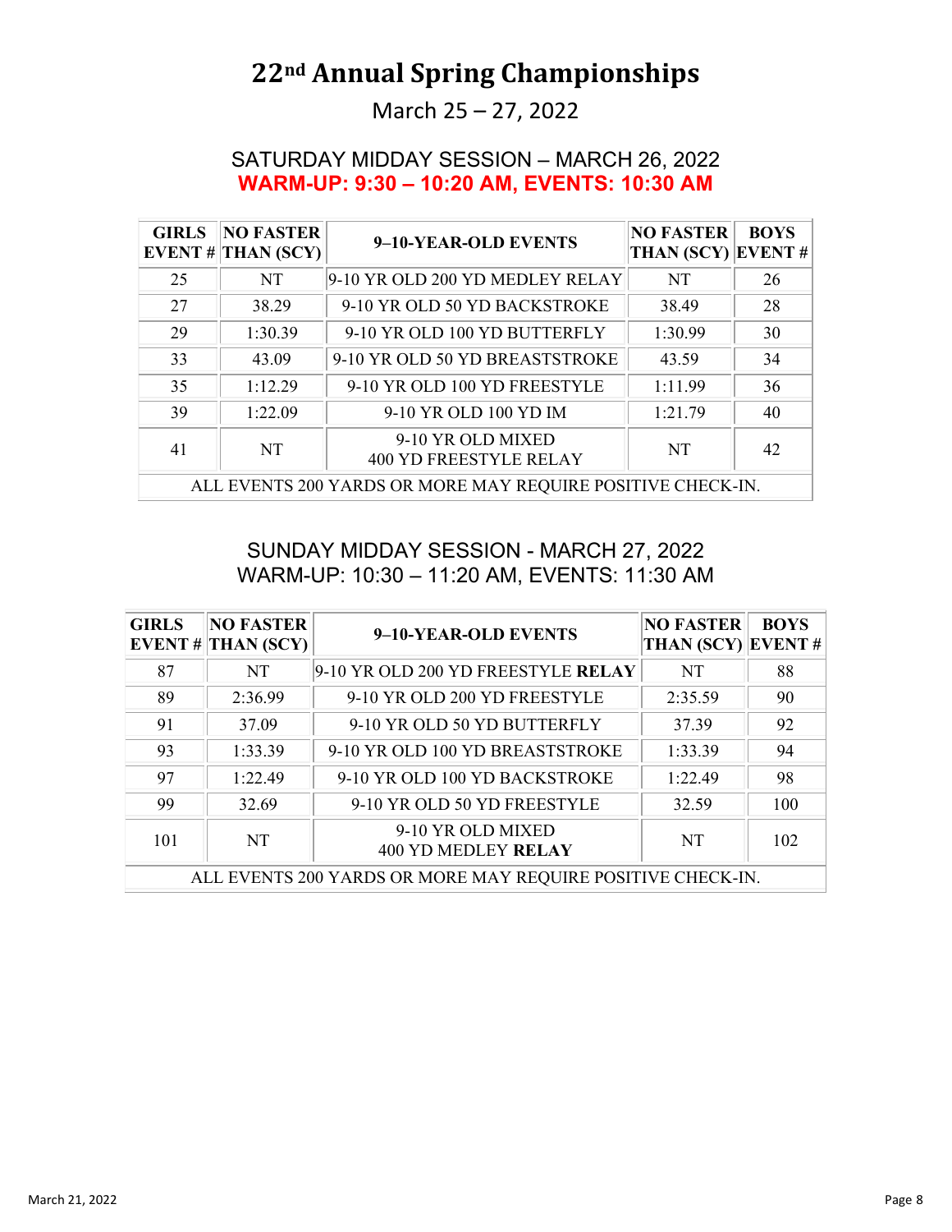# 22nd Annual Spring Championships

March 25 – 27, 2022

## SATURDAY MIDDAY SESSION – MARCH 26, 2022

**WARM-UP: 9:30 – 10:20 AM, EVENTS: 10:30 AM**

| GIRLS EVENT # | NO FASTER THAN (SCY) | 9–10-YEAR-OLD EVENTS | NO FASTER THAN (SCY) | BOYS EVENT # |
|---|---|---|---|---|
| 25 | NT | 9-10 YR OLD 200 YD MEDLEY RELAY | NT | 26 |
| 27 | 38.29 | 9-10 YR OLD 50 YD BACKSTROKE | 38.49 | 28 |
| 29 | 1:30.39 | 9-10 YR OLD 100 YD BUTTERFLY | 1:30.99 | 30 |
| 33 | 43.09 | 9-10 YR OLD 50 YD BREASTSTROKE | 43.59 | 34 |
| 35 | 1:12.29 | 9-10 YR OLD 100 YD FREESTYLE | 1:11.99 | 36 |
| 39 | 1:22.09 | 9-10 YR OLD 100 YD IM | 1:21.79 | 40 |
| 41 | NT | 9-10 YR OLD MIXED 400 YD FREESTYLE RELAY | NT | 42 |
| ALL EVENTS 200 YARDS OR MORE MAY REQUIRE POSITIVE CHECK-IN. | | | | |

## SUNDAY MIDDAY SESSION - MARCH 27, 2022

WARM-UP: 10:30 – 11:20 AM, EVENTS: 11:30 AM

| GIRLS EVENT # | NO FASTER THAN (SCY) | 9–10-YEAR-OLD EVENTS | NO FASTER THAN (SCY) | BOYS EVENT # |
|---|---|---|---|---|
| 87 | NT | 9-10 YR OLD 200 YD FREESTYLE **RELAY** | NT | 88 |
| 89 | 2:36.99 | 9-10 YR OLD 200 YD FREESTYLE | 2:35.59 | 90 |
| 91 | 37.09 | 9-10 YR OLD 50 YD BUTTERFLY | 37.39 | 92 |
| 93 | 1:33.39 | 9-10 YR OLD 100 YD BREASTSTROKE | 1:33.39 | 94 |
| 97 | 1:22.49 | 9-10 YR OLD 100 YD BACKSTROKE | 1:22.49 | 98 |
| 99 | 32.69 | 9-10 YR OLD 50 YD FREESTYLE | 32.59 | 100 |
| 101 | NT | 9-10 YR OLD MIXED 400 YD MEDLEY **RELAY** | NT | 102 |
| ALL EVENTS 200 YARDS OR MORE MAY REQUIRE POSITIVE CHECK-IN. | | | | |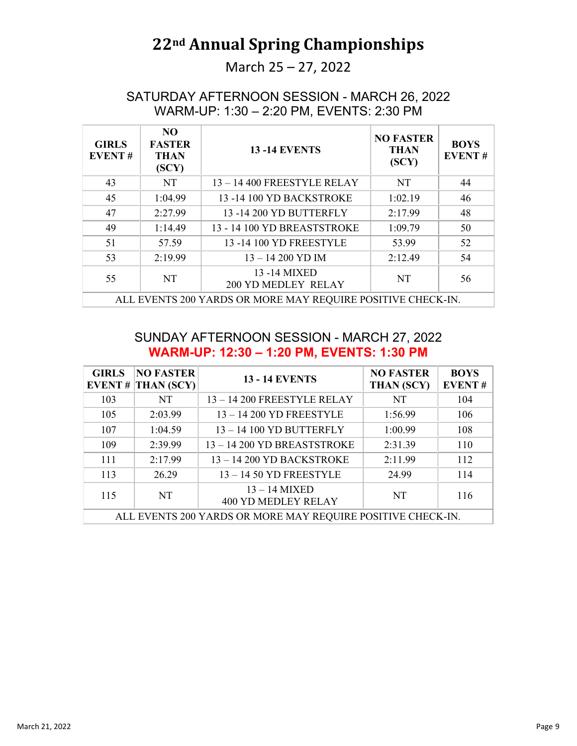# 22nd Annual Spring Championships

March 25 – 27, 2022

## SATURDAY AFTERNOON SESSION - MARCH 26, 2022
## WARM-UP: 1:30 – 2:20 PM, EVENTS: 2:30 PM

| GIRLS EVENT # | NO FASTER THAN (SCY) | 13 -14 EVENTS | NO FASTER THAN (SCY) | BOYS EVENT # |
|---|---|---|---|---|
| 43 | NT | 13 – 14 400 FREESTYLE RELAY | NT | 44 |
| 45 | 1:04.99 | 13 -14 100 YD BACKSTROKE | 1:02.19 | 46 |
| 47 | 2:27.99 | 13 -14 200 YD BUTTERFLY | 2:17.99 | 48 |
| 49 | 1:14.49 | 13 - 14 100 YD BREASTSTROKE | 1:09.79 | 50 |
| 51 | 57.59 | 13 -14 100 YD FREESTYLE | 53.99 | 52 |
| 53 | 2:19.99 | 13 – 14 200 YD IM | 2:12.49 | 54 |
| 55 | NT | 13 -14 MIXED 200 YD MEDLEY RELAY | NT | 56 |
| ALL EVENTS 200 YARDS OR MORE MAY REQUIRE POSITIVE CHECK-IN. | | | | |

## SUNDAY AFTERNOON SESSION - MARCH 27, 2022
## WARM-UP: 12:30 – 1:20 PM, EVENTS: 1:30 PM

| GIRLS EVENT # | NO FASTER THAN (SCY) | 13 - 14 EVENTS | NO FASTER THAN (SCY) | BOYS EVENT # |
|---|---|---|---|---|
| 103 | NT | 13 – 14 200 FREESTYLE RELAY | NT | 104 |
| 105 | 2:03.99 | 13 – 14 200 YD FREESTYLE | 1:56.99 | 106 |
| 107 | 1:04.59 | 13 – 14 100 YD BUTTERFLY | 1:00.99 | 108 |
| 109 | 2:39.99 | 13 – 14 200 YD BREASTSTROKE | 2:31.39 | 110 |
| 111 | 2:17.99 | 13 – 14 200 YD BACKSTROKE | 2:11.99 | 112 |
| 113 | 26.29 | 13 – 14 50 YD FREESTYLE | 24.99 | 114 |
| 115 | NT | 13 – 14 MIXED 400 YD MEDLEY RELAY | NT | 116 |
| ALL EVENTS 200 YARDS OR MORE MAY REQUIRE POSITIVE CHECK-IN. | | | | |

March 21, 2022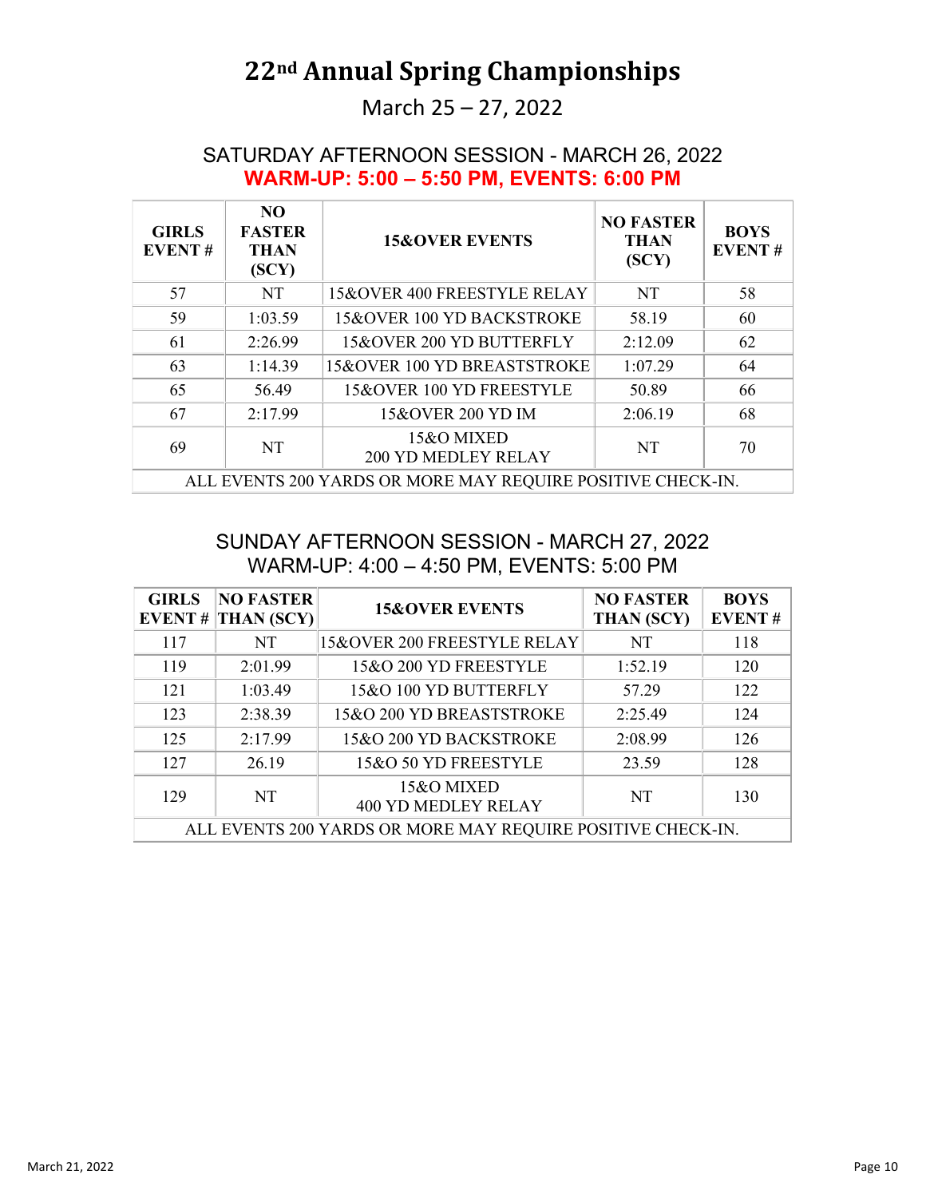# 22nd Annual Spring Championships

March 25 – 27, 2022

## SATURDAY AFTERNOON SESSION - MARCH 26, 2022

**WARM-UP: 5:00 – 5:50 PM, EVENTS: 6:00 PM**

| GIRLS EVENT # | NO FASTER THAN (SCY) | 15&OVER EVENTS | NO FASTER THAN (SCY) | BOYS EVENT # |
|---|---|---|---|---|
| 57 | NT | 15&OVER 400 FREESTYLE RELAY | NT | 58 |
| 59 | 1:03.59 | 15&OVER 100 YD BACKSTROKE | 58.19 | 60 |
| 61 | 2:26.99 | 15&OVER 200 YD BUTTERFLY | 2:12.09 | 62 |
| 63 | 1:14.39 | 15&OVER 100 YD BREASTSTROKE | 1:07.29 | 64 |
| 65 | 56.49 | 15&OVER 100 YD FREESTYLE | 50.89 | 66 |
| 67 | 2:17.99 | 15&OVER 200 YD IM | 2:06.19 | 68 |
| 69 | NT | 15&O MIXED 200 YD MEDLEY RELAY | NT | 70 |
| ALL EVENTS 200 YARDS OR MORE MAY REQUIRE POSITIVE CHECK-IN. | | | | |

## SUNDAY AFTERNOON SESSION - MARCH 27, 2022

WARM-UP: 4:00 – 4:50 PM, EVENTS: 5:00 PM

| GIRLS EVENT # | NO FASTER THAN (SCY) | 15&OVER EVENTS | NO FASTER THAN (SCY) | BOYS EVENT # |
|---|---|---|---|---|
| 117 | NT | 15&OVER 200 FREESTYLE RELAY | NT | 118 |
| 119 | 2:01.99 | 15&O 200 YD FREESTYLE | 1:52.19 | 120 |
| 121 | 1:03.49 | 15&O 100 YD BUTTERFLY | 57.29 | 122 |
| 123 | 2:38.39 | 15&O 200 YD BREASTSTROKE | 2:25.49 | 124 |
| 125 | 2:17.99 | 15&O 200 YD BACKSTROKE | 2:08.99 | 126 |
| 127 | 26.19 | 15&O 50 YD FREESTYLE | 23.59 | 128 |
| 129 | NT | 15&O MIXED 400 YD MEDLEY RELAY | NT | 130 |
| ALL EVENTS 200 YARDS OR MORE MAY REQUIRE POSITIVE CHECK-IN. | | | | |